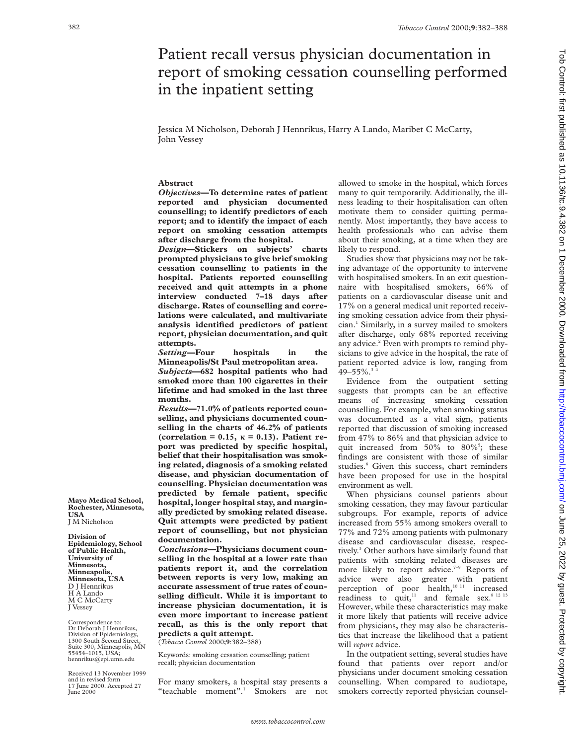# Patient recall versus physician documentation in report of smoking cessation counselling performed in the inpatient setting

Jessica M Nicholson, Deborah J Hennrikus, Harry A Lando, Maribet C McCarty, John Vessey

**Mayo Medical School, Rochester, Minnesota, USA**
J M Nicholson

**Division of Epidemiology, School of Public Health, University of Minnesota, Minneapolis, Minnesota, USA**
D J Hennrikus
H A Lando
M C McCarty
J Vessey

Correspondence to: Dr Deborah J Hennrikus, Division of Epidemiology, 1300 South Second Street, Suite 300, Minneapolis, MN 55454–1015, USA; hennrikus@epi.umn.edu

Received 13 November 1999 and in revised form 17 June 2000. Accepted 27 June 2000

## Abstract

***Objectives*—To determine rates of patient reported and physician documented counselling; to identify predictors of each report; and to identify the impact of each report on smoking cessation attempts after discharge from the hospital.**

***Design*—Stickers on subjects' charts prompted physicians to give brief smoking cessation counselling to patients in the hospital. Patients reported counselling received and quit attempts in a phone interview conducted 7–18 days after discharge. Rates of counselling and correlations were calculated, and multivariate analysis identified predictors of patient report, physician documentation, and quit attempts.**

***Setting*—Four hospitals in the Minneapolis/St Paul metropolitan area.**

***Subjects*—682 hospital patients who had smoked more than 100 cigarettes in their lifetime and had smoked in the last three months.**

***Results*—71.0% of patients reported counselling, and physicians documented counselling in the charts of 46.2% of patients (correlation = 0.15, κ = 0.13). Patient report was predicted by specific hospital, belief that their hospitalisation was smoking related, diagnosis of a smoking related disease, and physician documentation of counselling. Physician documentation was predicted by female patient, specific hospital, longer hospital stay, and marginally predicted by smoking related disease. Quit attempts were predicted by patient report of counselling, but not physician documentation.**

***Conclusions*—Physicians document counselling in the hospital at a lower rate than patients report it, and the correlation between reports is very low, making an accurate assessment of true rates of counselling difficult. While it is important to increase physician documentation, it is even more important to increase patient recall, as this is the only report that predicts a quit attempt.**

(*Tobacco Control* 2000;**9**:382–388)

Keywords: smoking cessation counselling; patient recall; physician documentation

For many smokers, a hospital stay presents a "teachable moment".[1] Smokers are not allowed to smoke in the hospital, which forces many to quit temporarily. Additionally, the illness leading to their hospitalisation can often motivate them to consider quitting permanently. Most importantly, they have access to health professionals who can advise them about their smoking, at a time when they are likely to respond.

Studies show that physicians may not be taking advantage of the opportunity to intervene with hospitalised smokers. In an exit questionnaire with hospitalised smokers, 66% of patients on a cardiovascular disease unit and 17% on a general medical unit reported receiving smoking cessation advice from their physician.[1] Similarly, in a survey mailed to smokers after discharge, only 68% reported receiving any advice.[2] Even with prompts to remind physicians to give advice in the hospital, the rate of patient reported advice is low, ranging from 49–55%.[3 4]

Evidence from the outpatient setting suggests that prompts can be an effective means of increasing smoking cessation counselling. For example, when smoking status was documented as a vital sign, patients reported that discussion of smoking increased from 47% to 86% and that physician advice to quit increased from 50% to 80%[5]; these findings are consistent with those of similar studies.[6] Given this success, chart reminders have been proposed for use in the hospital environment as well.

When physicians counsel patients about smoking cessation, they may favour particular subgroups. For example, reports of advice increased from 55% among smokers overall to 77% and 72% among patients with pulmonary disease and cardiovascular disease, respectively.[3] Other authors have similarly found that patients with smoking related diseases are more likely to report advice.[7–9] Reports of advice were also greater with patient perception of poor health,[10 11] increased readiness to quit,[11] and female sex.[8 12 13] However, while these characteristics may make it more likely that patients will receive advice from physicians, they may also be characteristics that increase the likelihood that a patient will *report* advice.

In the outpatient setting, several studies have found that patients over report and/or physicians under document smoking cessation counselling. When compared to audiotape, smokers correctly reported physician counsel-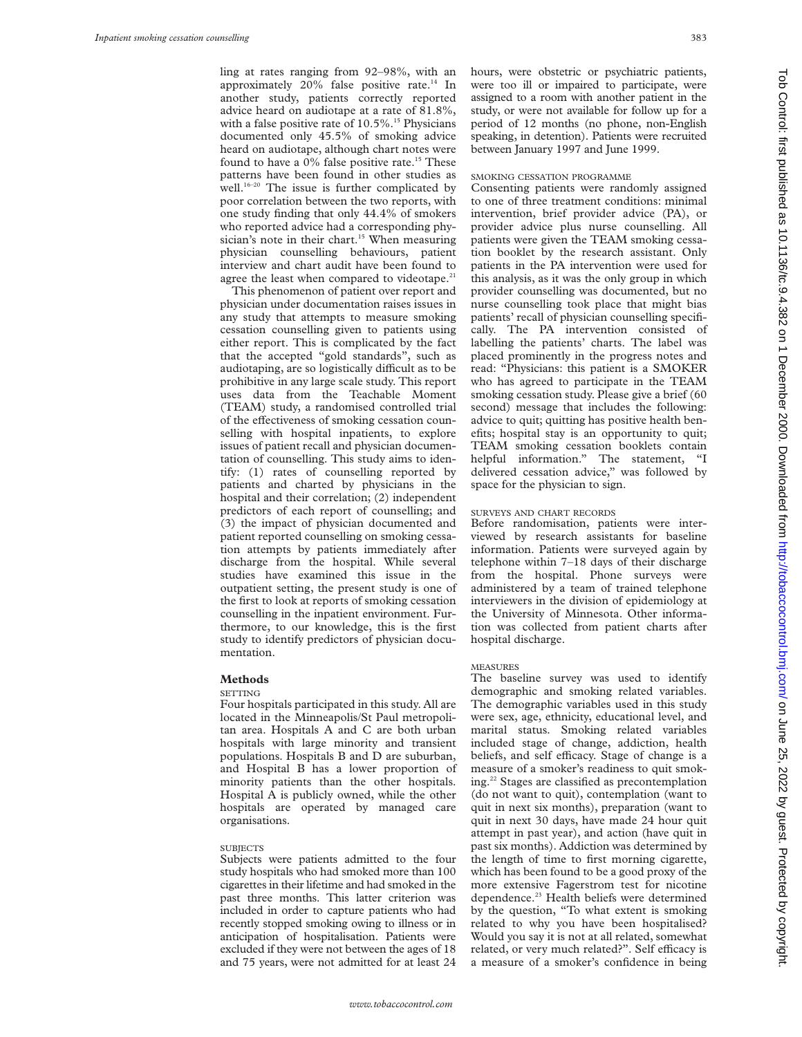ling at rates ranging from 92–98%, with an approximately 20% false positive rate.[14] In another study, patients correctly reported advice heard on audiotape at a rate of 81.8%, with a false positive rate of 10.5%.[15] Physicians documented only 45.5% of smoking advice heard on audiotape, although chart notes were found to have a 0% false positive rate.[15] These patterns have been found in other studies as well.[16–20] The issue is further complicated by poor correlation between the two reports, with one study finding that only 44.4% of smokers who reported advice had a corresponding physician's note in their chart.[15] When measuring physician counselling behaviours, patient interview and chart audit have been found to agree the least when compared to videotape.[21]

This phenomenon of patient over report and physician under documentation raises issues in any study that attempts to measure smoking cessation counselling given to patients using either report. This is complicated by the fact that the accepted "gold standards", such as audiotaping, are so logistically difficult as to be prohibitive in any large scale study. This report uses data from the Teachable Moment (TEAM) study, a randomised controlled trial of the effectiveness of smoking cessation counselling with hospital inpatients, to explore issues of patient recall and physician documentation of counselling. This study aims to identify: (1) rates of counselling reported by patients and charted by physicians in the hospital and their correlation; (2) independent predictors of each report of counselling; and (3) the impact of physician documented and patient reported counselling on smoking cessation attempts by patients immediately after discharge from the hospital. While several studies have examined this issue in the outpatient setting, the present study is one of the first to look at reports of smoking cessation counselling in the inpatient environment. Furthermore, to our knowledge, this is the first study to identify predictors of physician documentation.

## Methods

### SETTING

Four hospitals participated in this study. All are located in the Minneapolis/St Paul metropolitan area. Hospitals A and C are both urban hospitals with large minority and transient populations. Hospitals B and D are suburban, and Hospital B has a lower proportion of minority patients than the other hospitals. Hospital A is publicly owned, while the other hospitals are operated by managed care organisations.

### SUBJECTS

Subjects were patients admitted to the four study hospitals who had smoked more than 100 cigarettes in their lifetime and had smoked in the past three months. This latter criterion was included in order to capture patients who had recently stopped smoking owing to illness or in anticipation of hospitalisation. Patients were excluded if they were not between the ages of 18 and 75 years, were not admitted for at least 24 hours, were obstetric or psychiatric patients, were too ill or impaired to participate, were assigned to a room with another patient in the study, or were not available for follow up for a period of 12 months (no phone, non-English speaking, in detention). Patients were recruited between January 1997 and June 1999.

### SMOKING CESSATION PROGRAMME

Consenting patients were randomly assigned to one of three treatment conditions: minimal intervention, brief provider advice (PA), or provider advice plus nurse counselling. All patients were given the TEAM smoking cessation booklet by the research assistant. Only patients in the PA intervention were used for this analysis, as it was the only group in which provider counselling was documented, but no nurse counselling took place that might bias patients' recall of physician counselling specifically. The PA intervention consisted of labelling the patients' charts. The label was placed prominently in the progress notes and read: "Physicians: this patient is a SMOKER who has agreed to participate in the TEAM smoking cessation study. Please give a brief (60 second) message that includes the following: advice to quit; quitting has positive health benefits; hospital stay is an opportunity to quit; TEAM smoking cessation booklets contain helpful information." The statement, "I delivered cessation advice," was followed by space for the physician to sign.

### SURVEYS AND CHART RECORDS

Before randomisation, patients were interviewed by research assistants for baseline information. Patients were surveyed again by telephone within 7–18 days of their discharge from the hospital. Phone surveys were administered by a team of trained telephone interviewers in the division of epidemiology at the University of Minnesota. Other information was collected from patient charts after hospital discharge.

### MEASURES

The baseline survey was used to identify demographic and smoking related variables. The demographic variables used in this study were sex, age, ethnicity, educational level, and marital status. Smoking related variables included stage of change, addiction, health beliefs, and self efficacy. Stage of change is a measure of a smoker's readiness to quit smoking.[22] Stages are classified as precontemplation (do not want to quit), contemplation (want to quit in next six months), preparation (want to quit in next 30 days, have made 24 hour quit attempt in past year), and action (have quit in past six months). Addiction was determined by the length of time to first morning cigarette, which has been found to be a good proxy of the more extensive Fagerstrom test for nicotine dependence.[23] Health beliefs were determined by the question, "To what extent is smoking related to why you have been hospitalised? Would you say it is not at all related, somewhat related, or very much related?". Self efficacy is a measure of a smoker's confidence in being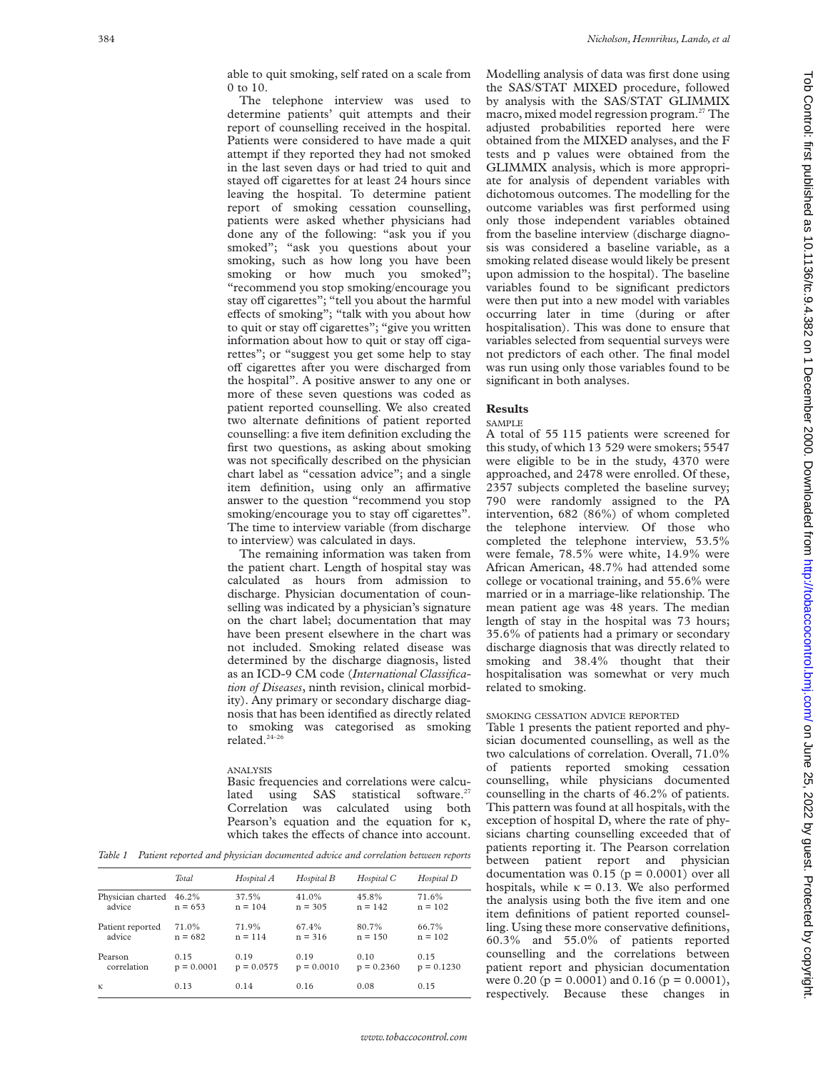able to quit smoking, self rated on a scale from 0 to 10.

The telephone interview was used to determine patients' quit attempts and their report of counselling received in the hospital. Patients were considered to have made a quit attempt if they reported they had not smoked in the last seven days or had tried to quit and stayed off cigarettes for at least 24 hours since leaving the hospital. To determine patient report of smoking cessation counselling, patients were asked whether physicians had done any of the following: "ask you if you smoked"; "ask you questions about your smoking, such as how long you have been smoking or how much you smoked"; "recommend you stop smoking/encourage you stay off cigarettes"; "tell you about the harmful effects of smoking"; "talk with you about how to quit or stay off cigarettes"; "give you written information about how to quit or stay off cigarettes"; or "suggest you get some help to stay off cigarettes after you were discharged from the hospital". A positive answer to any one or more of these seven questions was coded as patient reported counselling. We also created two alternate definitions of patient reported counselling: a five item definition excluding the first two questions, as asking about smoking was not specifically described on the physician chart label as "cessation advice"; and a single item definition, using only an affirmative answer to the question "recommend you stop smoking/encourage you to stay off cigarettes". The time to interview variable (from discharge to interview) was calculated in days.

The remaining information was taken from the patient chart. Length of hospital stay was calculated as hours from admission to discharge. Physician documentation of counselling was indicated by a physician's signature on the chart label; documentation that may have been present elsewhere in the chart was not included. Smoking related disease was determined by the discharge diagnosis, listed as an ICD-9 CM code (*International Classification of Diseases*, ninth revision, clinical morbidity). Any primary or secondary discharge diagnosis that has been identified as directly related to smoking was categorised as smoking related.[24–26]

### ANALYSIS

Basic frequencies and correlations were calculated using SAS statistical software.[27] Correlation was calculated using both Pearson's equation and the equation for κ, which takes the effects of chance into account.

*Table 1 Patient reported and physician documented advice and correlation between reports*

| | *Total* | *Hospital A* | *Hospital B* | *Hospital C* | *Hospital D* |
|---|---|---|---|---|---|
| Physician charted advice | 46.2% n = 653 | 37.5% n = 104 | 41.0% n = 305 | 45.8% n = 142 | 71.6% n = 102 |
| Patient reported advice | 71.0% n = 682 | 71.9% n = 114 | 67.4% n = 316 | 80.7% n = 150 | 66.7% n = 102 |
| Pearson correlation | 0.15 p = 0.0001 | 0.19 p = 0.0575 | 0.19 p = 0.0010 | 0.10 p = 0.2360 | 0.15 p = 0.1230 |
| κ | 0.13 | 0.14 | 0.16 | 0.08 | 0.15 |

Modelling analysis of data was first done using the SAS/STAT MIXED procedure, followed by analysis with the SAS/STAT GLIMMIX macro, mixed model regression program.[27] The adjusted probabilities reported here were obtained from the MIXED analyses, and the F tests and p values were obtained from the GLIMMIX analysis, which is more appropriate for analysis of dependent variables with dichotomous outcomes. The modelling for the outcome variables was first performed using only those independent variables obtained from the baseline interview (discharge diagnosis was considered a baseline variable, as a smoking related disease would likely be present upon admission to the hospital). The baseline variables found to be significant predictors were then put into a new model with variables occurring later in time (during or after hospitalisation). This was done to ensure that variables selected from sequential surveys were not predictors of each other. The final model was run using only those variables found to be significant in both analyses.

## Results

### SAMPLE

A total of 55 115 patients were screened for this study, of which 13 529 were smokers; 5547 were eligible to be in the study, 4370 were approached, and 2478 were enrolled. Of these, 2357 subjects completed the baseline survey; 790 were randomly assigned to the PA intervention, 682 (86%) of whom completed the telephone interview. Of those who completed the telephone interview, 53.5% were female, 78.5% were white, 14.9% were African American, 48.7% had attended some college or vocational training, and 55.6% were married or in a marriage-like relationship. The mean patient age was 48 years. The median length of stay in the hospital was 73 hours; 35.6% of patients had a primary or secondary discharge diagnosis that was directly related to smoking and 38.4% thought that their hospitalisation was somewhat or very much related to smoking.

### SMOKING CESSATION ADVICE REPORTED

Table 1 presents the patient reported and physician documented counselling, as well as the two calculations of correlation. Overall, 71.0% of patients reported smoking cessation counselling, while physicians documented counselling in the charts of 46.2% of patients. This pattern was found at all hospitals, with the exception of hospital D, where the rate of physicians charting counselling exceeded that of patients reporting it. The Pearson correlation between patient report and physician documentation was 0.15 ($p = 0.0001$) over all hospitals, while $\kappa = 0.13$. We also performed the analysis using both the five item and one item definitions of patient reported counselling. Using these more conservative definitions, 60.3% and 55.0% of patients reported counselling and the correlations between patient report and physician documentation were 0.20 ($p = 0.0001$) and 0.16 ($p = 0.0001$), respectively. Because these changes in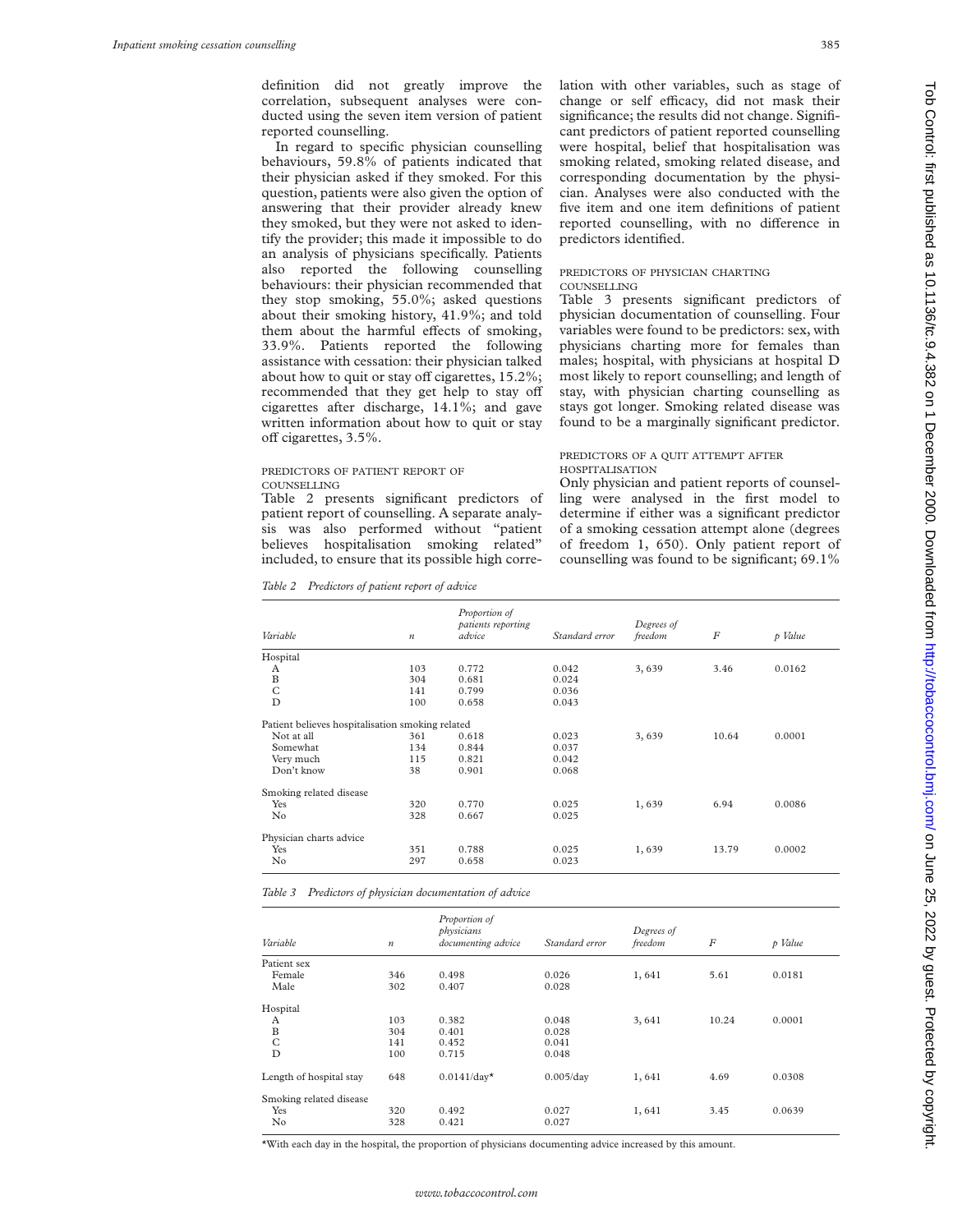definition did not greatly improve the correlation, subsequent analyses were conducted using the seven item version of patient reported counselling.

In regard to specific physician counselling behaviours, 59.8% of patients indicated that their physician asked if they smoked. For this question, patients were also given the option of answering that their provider already knew they smoked, but they were not asked to identify the provider; this made it impossible to do an analysis of physicians specifically. Patients also reported the following counselling behaviours: their physician recommended that they stop smoking, 55.0%; asked questions about their smoking history, 41.9%; and told them about the harmful effects of smoking, 33.9%. Patients reported the following assistance with cessation: their physician talked about how to quit or stay off cigarettes, 15.2%; recommended that they get help to stay off cigarettes after discharge, 14.1%; and gave written information about how to quit or stay off cigarettes, 3.5%.

### PREDICTORS OF PATIENT REPORT OF COUNSELLING

Table 2 presents significant predictors of patient report of counselling. A separate analysis was also performed without "patient believes hospitalisation smoking related" included, to ensure that its possible high correlation with other variables, such as stage of change or self efficacy, did not mask their significance; the results did not change. Significant predictors of patient reported counselling were hospital, belief that hospitalisation was smoking related, smoking related disease, and corresponding documentation by the physician. Analyses were also conducted with the five item and one item definitions of patient reported counselling, with no difference in predictors identified.

### PREDICTORS OF PHYSICIAN CHARTING COUNSELLING

Table 3 presents significant predictors of physician documentation of counselling. Four variables were found to be predictors: sex, with physicians charting more for females than males; hospital, with physicians at hospital D most likely to report counselling; and length of stay, with physician charting counselling as stays got longer. Smoking related disease was found to be a marginally significant predictor.

### PREDICTORS OF A QUIT ATTEMPT AFTER HOSPITALISATION

Only physician and patient reports of counselling were analysed in the first model to determine if either was a significant predictor of a smoking cessation attempt alone (degrees of freedom 1, 650). Only patient report of counselling was found to be significant; 69.1%

*Table 2 Predictors of patient report of advice*

| Variable | *n* | Proportion of patients reporting advice | Standard error | Degrees of freedom | *F* | *p* Value |
|---|---|---|---|---|---|---|
| Hospital | | | | | | |
| A | 103 | 0.772 | 0.042 | 3, 639 | 3.46 | 0.0162 |
| B | 304 | 0.681 | 0.024 | | | |
| C | 141 | 0.799 | 0.036 | | | |
| D | 100 | 0.658 | 0.043 | | | |
| Patient believes hospitalisation smoking related | | | | | | |
| Not at all | 361 | 0.618 | 0.023 | 3, 639 | 10.64 | 0.0001 |
| Somewhat | 134 | 0.844 | 0.037 | | | |
| Very much | 115 | 0.821 | 0.042 | | | |
| Don't know | 38 | 0.901 | 0.068 | | | |
| Smoking related disease | | | | | | |
| Yes | 320 | 0.770 | 0.025 | 1, 639 | 6.94 | 0.0086 |
| No | 328 | 0.667 | 0.025 | | | |
| Physician charts advice | | | | | | |
| Yes | 351 | 0.788 | 0.025 | 1, 639 | 13.79 | 0.0002 |
| No | 297 | 0.658 | 0.023 | | | |

*Table 3 Predictors of physician documentation of advice*

| Variable | *n* | Proportion of physicians documenting advice | Standard error | Degrees of freedom | *F* | *p* Value |
|---|---|---|---|---|---|---|
| Patient sex | | | | | | |
| Female | 346 | 0.498 | 0.026 | 1, 641 | 5.61 | 0.0181 |
| Male | 302 | 0.407 | 0.028 | | | |
| Hospital | | | | | | |
| A | 103 | 0.382 | 0.048 | 3, 641 | 10.24 | 0.0001 |
| B | 304 | 0.401 | 0.028 | | | |
| C | 141 | 0.452 | 0.041 | | | |
| D | 100 | 0.715 | 0.048 | | | |
| Length of hospital stay | 648 | 0.0141/day* | 0.005/day | 1, 641 | 4.69 | 0.0308 |
| Smoking related disease | | | | | | |
| Yes | 320 | 0.492 | 0.027 | 1, 641 | 3.45 | 0.0639 |
| No | 328 | 0.421 | 0.027 | | | |

*With each day in the hospital, the proportion of physicians documenting advice increased by this amount.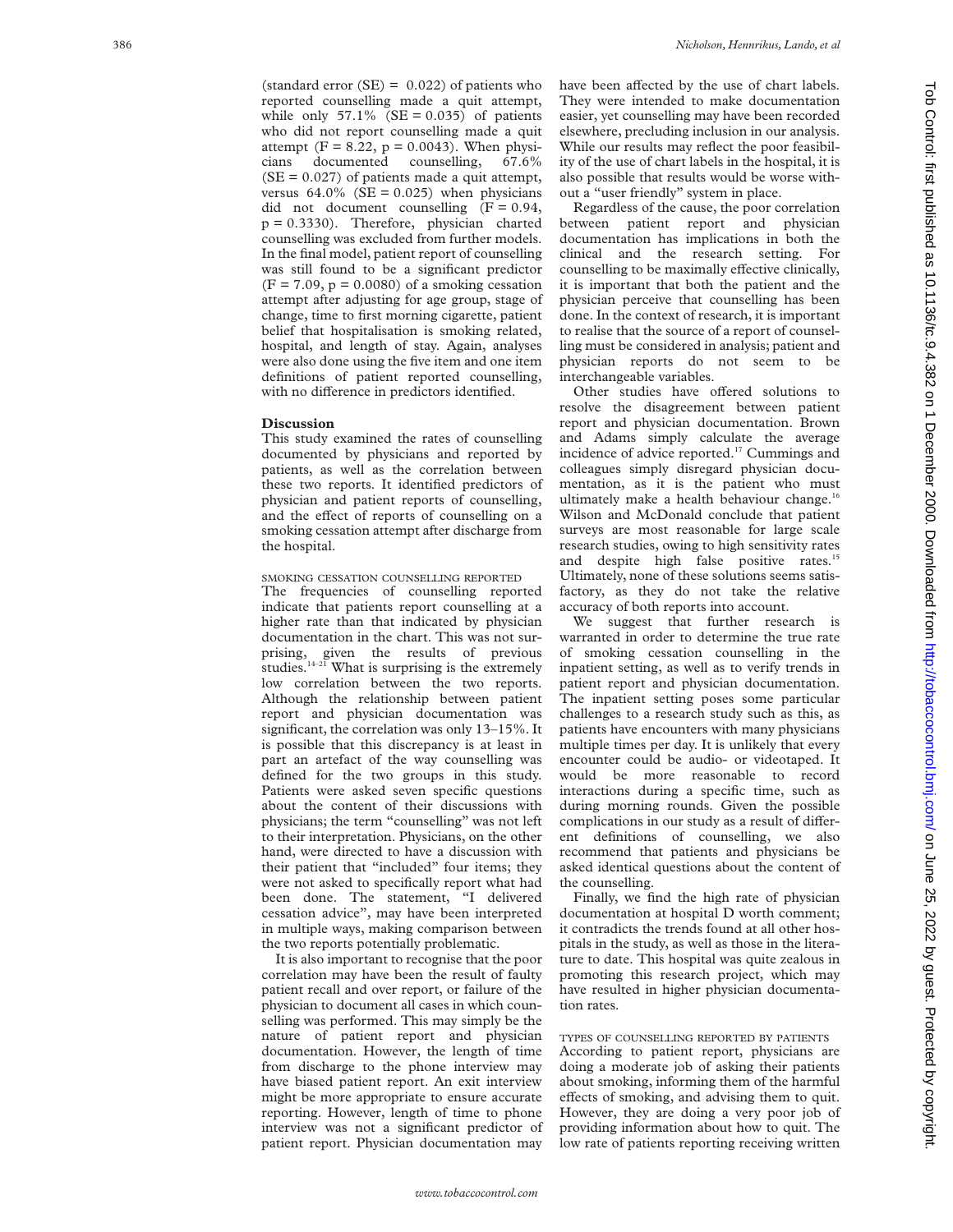(standard error (SE) = 0.022) of patients who reported counselling made a quit attempt, while only 57.1% (SE = 0.035) of patients who did not report counselling made a quit attempt ($F = 8.22$, $p = 0.0043$). When physicians documented counselling, 67.6% (SE = 0.027) of patients made a quit attempt, versus 64.0% (SE = 0.025) when physicians did not document counselling ($F = 0.94$, $p = 0.3330$). Therefore, physician charted counselling was excluded from further models. In the final model, patient report of counselling was still found to be a significant predictor ($F = 7.09$, $p = 0.0080$) of a smoking cessation attempt after adjusting for age group, stage of change, time to first morning cigarette, patient belief that hospitalisation is smoking related, hospital, and length of stay. Again, analyses were also done using the five item and one item definitions of patient reported counselling, with no difference in predictors identified.

## Discussion

This study examined the rates of counselling documented by physicians and reported by patients, as well as the correlation between these two reports. It identified predictors of physician and patient reports of counselling, and the effect of reports of counselling on a smoking cessation attempt after discharge from the hospital.

### SMOKING CESSATION COUNSELLING REPORTED

The frequencies of counselling reported indicate that patients report counselling at a higher rate than that indicated by physician documentation in the chart. This was not surprising, given the results of previous studies.[14–21] What is surprising is the extremely low correlation between the two reports. Although the relationship between patient report and physician documentation was significant, the correlation was only 13–15%. It is possible that this discrepancy is at least in part an artefact of the way counselling was defined for the two groups in this study. Patients were asked seven specific questions about the content of their discussions with physicians; the term "counselling" was not left to their interpretation. Physicians, on the other hand, were directed to have a discussion with their patient that "included" four items; they were not asked to specifically report what had been done. The statement, "I delivered cessation advice", may have been interpreted in multiple ways, making comparison between the two reports potentially problematic.

It is also important to recognise that the poor correlation may have been the result of faulty patient recall and over report, or failure of the physician to document all cases in which counselling was performed. This may simply be the nature of patient report and physician documentation. However, the length of time from discharge to the phone interview may have biased patient report. An exit interview might be more appropriate to ensure accurate reporting. However, length of time to phone interview was not a significant predictor of patient report. Physician documentation may have been affected by the use of chart labels. They were intended to make documentation easier, yet counselling may have been recorded elsewhere, precluding inclusion in our analysis. While our results may reflect the poor feasibility of the use of chart labels in the hospital, it is also possible that results would be worse without a "user friendly" system in place.

Regardless of the cause, the poor correlation between patient report and physician documentation has implications in both the clinical and the research setting. For counselling to be maximally effective clinically, it is important that both the patient and the physician perceive that counselling has been done. In the context of research, it is important to realise that the source of a report of counselling must be considered in analysis; patient and physician reports do not seem to be interchangeable variables.

Other studies have offered solutions to resolve the disagreement between patient report and physician documentation. Brown and Adams simply calculate the average incidence of advice reported.[17] Cummings and colleagues simply disregard physician documentation, as it is the patient who must ultimately make a health behaviour change.[16] Wilson and McDonald conclude that patient surveys are most reasonable for large scale research studies, owing to high sensitivity rates and despite high false positive rates.[15] Ultimately, none of these solutions seems satisfactory, as they do not take the relative accuracy of both reports into account.

We suggest that further research is warranted in order to determine the true rate of smoking cessation counselling in the inpatient setting, as well as to verify trends in patient report and physician documentation. The inpatient setting poses some particular challenges to a research study such as this, as patients have encounters with many physicians multiple times per day. It is unlikely that every encounter could be audio- or videotaped. It would be more reasonable to record interactions during a specific time, such as during morning rounds. Given the possible complications in our study as a result of different definitions of counselling, we also recommend that patients and physicians be asked identical questions about the content of the counselling.

Finally, we find the high rate of physician documentation at hospital D worth comment; it contradicts the trends found at all other hospitals in the study, as well as those in the literature to date. This hospital was quite zealous in promoting this research project, which may have resulted in higher physician documentation rates.

### TYPES OF COUNSELLING REPORTED BY PATIENTS

According to patient report, physicians are doing a moderate job of asking their patients about smoking, informing them of the harmful effects of smoking, and advising them to quit. However, they are doing a very poor job of providing information about how to quit. The low rate of patients reporting receiving written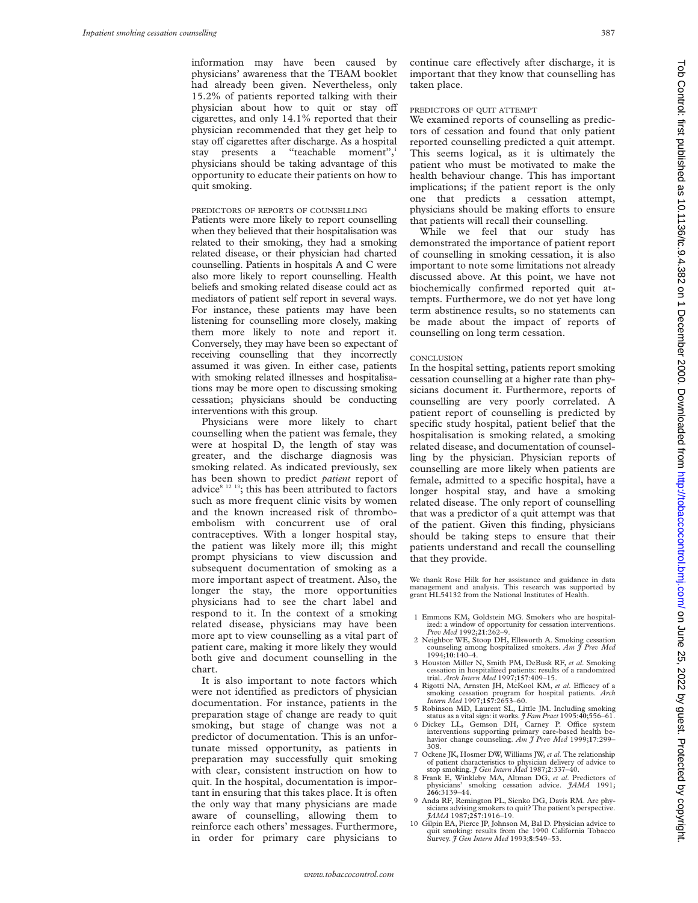information may have been caused by physicians' awareness that the TEAM booklet had already been given. Nevertheless, only 15.2% of patients reported talking with their physician about how to quit or stay off cigarettes, and only 14.1% reported that their physician recommended that they get help to stay off cigarettes after discharge. As a hospital stay presents a "teachable moment",[1] physicians should be taking advantage of this opportunity to educate their patients on how to quit smoking.

### PREDICTORS OF REPORTS OF COUNSELLING

Patients were more likely to report counselling when they believed that their hospitalisation was related to their smoking, they had a smoking related disease, or their physician had charted counselling. Patients in hospitals A and C were also more likely to report counselling. Health beliefs and smoking related disease could act as mediators of patient self report in several ways. For instance, these patients may have been listening for counselling more closely, making them more likely to note and report it. Conversely, they may have been so expectant of receiving counselling that they incorrectly assumed it was given. In either case, patients with smoking related illnesses and hospitalisations may be more open to discussing smoking cessation; physicians should be conducting interventions with this group.

Physicians were more likely to chart counselling when the patient was female, they were at hospital D, the length of stay was greater, and the discharge diagnosis was smoking related. As indicated previously, sex has been shown to predict *patient* report of advice[8 12 13]; this has been attributed to factors such as more frequent clinic visits by women and the known increased risk of thromboembolism with concurrent use of oral contraceptives. With a longer hospital stay, the patient was likely more ill; this might prompt physicians to view discussion and subsequent documentation of smoking as a more important aspect of treatment. Also, the longer the stay, the more opportunities physicians had to see the chart label and respond to it. In the context of a smoking related disease, physicians may have been more apt to view counselling as a vital part of patient care, making it more likely they would both give and document counselling in the chart.

It is also important to note factors which were not identified as predictors of physician documentation. For instance, patients in the preparation stage of change are ready to quit smoking, but stage of change was not a predictor of documentation. This is an unfortunate missed opportunity, as patients in preparation may successfully quit smoking with clear, consistent instruction on how to quit. In the hospital, documentation is important in ensuring that this takes place. It is often the only way that many physicians are made aware of counselling, allowing them to reinforce each others' messages. Furthermore, in order for primary care physicians to continue care effectively after discharge, it is important that they know that counselling has taken place.

### PREDICTORS OF QUIT ATTEMPT

We examined reports of counselling as predictors of cessation and found that only patient reported counselling predicted a quit attempt. This seems logical, as it is ultimately the patient who must be motivated to make the health behaviour change. This has important implications; if the patient report is the only one that predicts a cessation attempt, physicians should be making efforts to ensure that patients will recall their counselling.

While we feel that our study has demonstrated the importance of patient report of counselling in smoking cessation, it is also important to note some limitations not already discussed above. At this point, we have not biochemically confirmed reported quit attempts. Furthermore, we do not yet have long term abstinence results, so no statements can be made about the impact of reports of counselling on long term cessation.

### CONCLUSION

In the hospital setting, patients report smoking cessation counselling at a higher rate than physicians document it. Furthermore, reports of counselling are very poorly correlated. A patient report of counselling is predicted by specific study hospital, patient belief that the hospitalisation is smoking related, a smoking related disease, and documentation of counselling by the physician. Physician reports of counselling are more likely when patients are female, admitted to a specific hospital, have a longer hospital stay, and have a smoking related disease. The only report of counselling that was a predictor of a quit attempt was that of the patient. Given this finding, physicians should be taking steps to ensure that their patients understand and recall the counselling that they provide.

We thank Rose Hilk for her assistance and guidance in data management and analysis. This research was supported by grant HL54132 from the National Institutes of Health.

1 Emmons KM, Goldstein MG. Smokers who are hospitalized: a window of opportunity for cessation interventions. *Prev Med* 1992;**21**:262–9.
2 Neighbor WE, Stoop DH, Ellsworth A. Smoking cessation counseling among hospitalized smokers. *Am J Prev Med* 1994;**10**:140–4.
3 Houston Miller N, Smith PM, DeBusk RF, *et al*. Smoking cessation in hospitalized patients: results of a randomized trial. *Arch Intern Med* 1997;**157**:409–15.
4 Rigotti NA, Arnsten JH, McKool KM, *et al*. Efficacy of a smoking cessation program for hospital patients. *Arch Intern Med* 1997;**157**:2653–60.
5 Robinson MD, Laurent SL, Little JM. Including smoking status as a vital sign: it works. *J Fam Pract* 1995:**40**;556–61.
6 Dickey LL, Gemson DH, Carney P. Office system interventions supporting primary care-based health behavior change counseling. *Am J Prev Med* 1999;**17**:299–308.
7 Ockene JK, Hosmer DW, Williams JW, *et al*. The relationship of patient characteristics to physician delivery of advice to stop smoking. *J Gen Intern Med* 1987;**2**:337–40.
8 Frank E, Winkleby MA, Altman DG, *et al*. Predictors of physicians' smoking cessation advice. *JAMA* 1991; **266**:3139–44.
9 Anda RF, Remington PL, Sienko DG, Davis RM. Are physicians advising smokers to quit? The patient's perspective. *JAMA* 1987;**257**:1916–19.
10 Gilpin EA, Pierce JP, Johnson M, Bal D. Physician advice to quit smoking: results from the 1990 California Tobacco Survey. *J Gen Intern Med* 1993;**8**:549–53.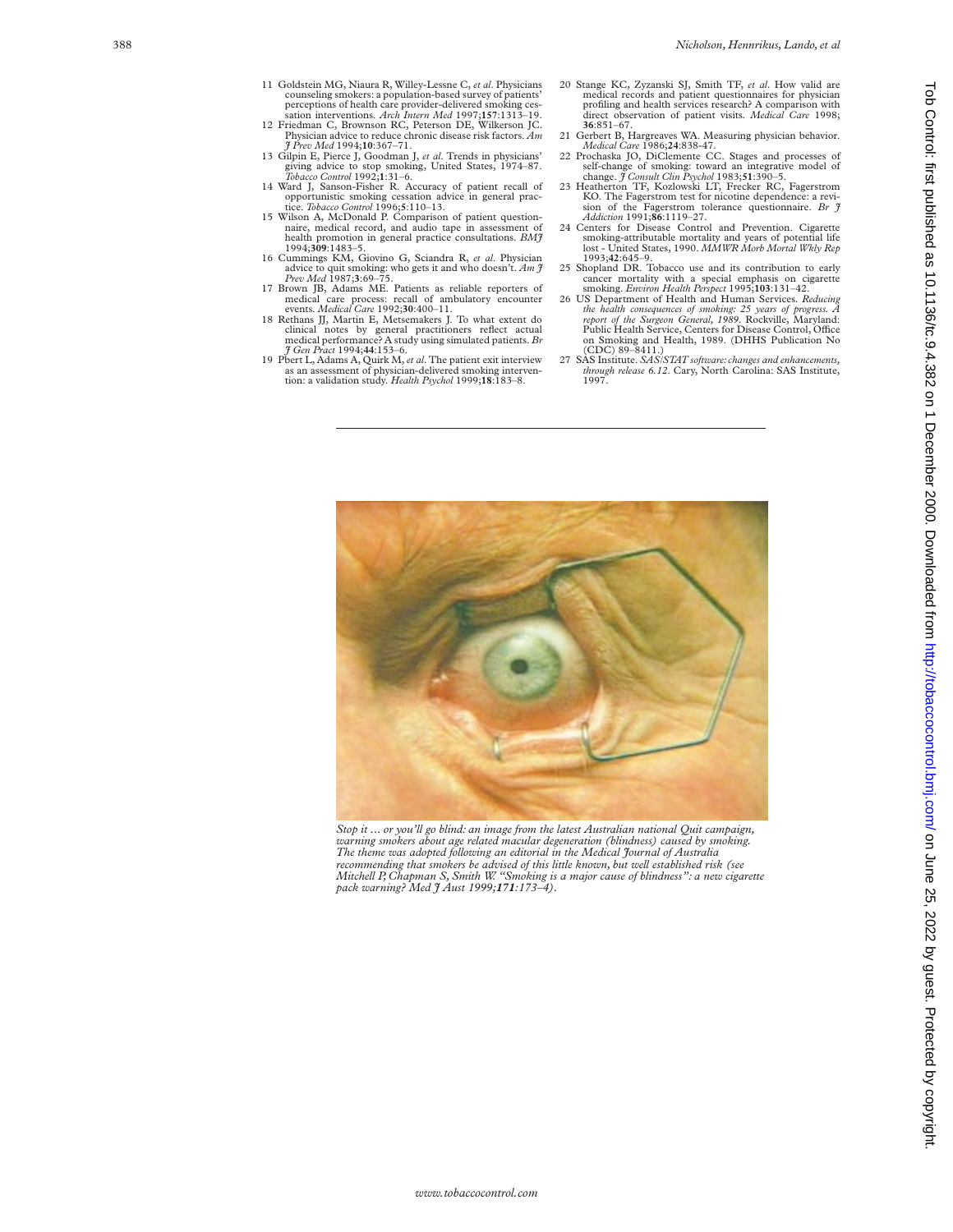11 Goldstein MG, Niaura R, Willey-Lessne C, *et al*. Physicians counseling smokers: a population-based survey of patients' perceptions of health care provider-delivered smoking cessation interventions. *Arch Intern Med* 1997;**157**:1313–19.

12 Friedman C, Brownson RC, Peterson DE, Wilkerson JC. Physician advice to reduce chronic disease risk factors. *Am J Prev Med* 1994;**10**:367–71.

13 Gilpin E, Pierce J, Goodman J, *et al*. Trends in physicians' giving advice to stop smoking, United States, 1974–87. *Tobacco Control* 1992;**1**:31–6.

14 Ward J, Sanson-Fisher R. Accuracy of patient recall of opportunistic smoking cessation advice in general practice. *Tobacco Control* 1996;**5**:110–13.

15 Wilson A, McDonald P. Comparison of patient questionnaire, medical record, and audio tape in assessment of health promotion in general practice consultations. *BMJ* 1994;**309**:1483–5.

16 Cummings KM, Giovino G, Sciandra R, *et al*. Physician advice to quit smoking: who gets it and who doesn't. *Am J Prev Med* 1987;**3**:69–75.

17 Brown JB, Adams ME. Patients as reliable reporters of medical care process: recall of ambulatory encounter events. *Medical Care* 1992;**30**:400–11.

18 Rethans JJ, Martin E, Metsemakers J. To what extent do clinical notes by general practitioners reflect actual medical performance? A study using simulated patients. *Br J Gen Pract* 1994;**44**:153–6.

19 Pbert L, Adams A, Quirk M, *et al*. The patient exit interview as an assessment of physician-delivered smoking intervention: a validation study. *Health Psychol* 1999;**18**:183–8.

20 Stange KC, Zyzanski SJ, Smith TF, *et al*. How valid are medical records and patient questionnaires for physician profiling and health services research? A comparison with direct observation of patient visits. *Medical Care* 1998; **36**:851–67.

21 Gerbert B, Hargreaves WA. Measuring physician behavior. *Medical Care* 1986;**24**:838–47.

22 Prochaska JO, DiClemente CC. Stages and processes of self-change of smoking: toward an integrative model of change. *J Consult Clin Psychol* 1983;**51**:390–5.

23 Heatherton TF, Kozlowski LT, Frecker RC, Fagerstrom KO. The Fagerstrom test for nicotine dependence: a revision of the Fagerstrom tolerance questionnaire. *Br J Addiction* 1991;**86**:1119–27.

24 Centers for Disease Control and Prevention. Cigarette smoking-attributable mortality and years of potential life lost - United States, 1990. *MMWR Morb Mortal Wkly Rep* 1993;**42**:645–9.

25 Shopland DR. Tobacco use and its contribution to early cancer mortality with a special emphasis on cigarette smoking. *Environ Health Perspect* 1995;**103**:131–42.

26 US Department of Health and Human Services. *Reducing the health consequences of smoking: 25 years of progress. A report of the Surgeon General, 1989*. Rockville, Maryland: Public Health Service, Centers for Disease Control, Office on Smoking and Health, 1989. (DHHS Publication No (CDC) 89–8411.)

27 SAS Institute. *SAS/STAT software: changes and enhancements, through release 6.12*. Cary, North Carolina: SAS Institute, 1997.

*Stop it … or you'll go blind: an image from the latest Australian national Quit campaign, warning smokers about age related macular degeneration (blindness) caused by smoking. The theme was adopted following an editorial in the Medical Journal of Australia recommending that smokers be advised of this little known, but well established risk (see Mitchell P, Chapman S, Smith W. "Smoking is a major cause of blindness": a new cigarette pack warning? Med J Aust 1999;**171**:173–4).*